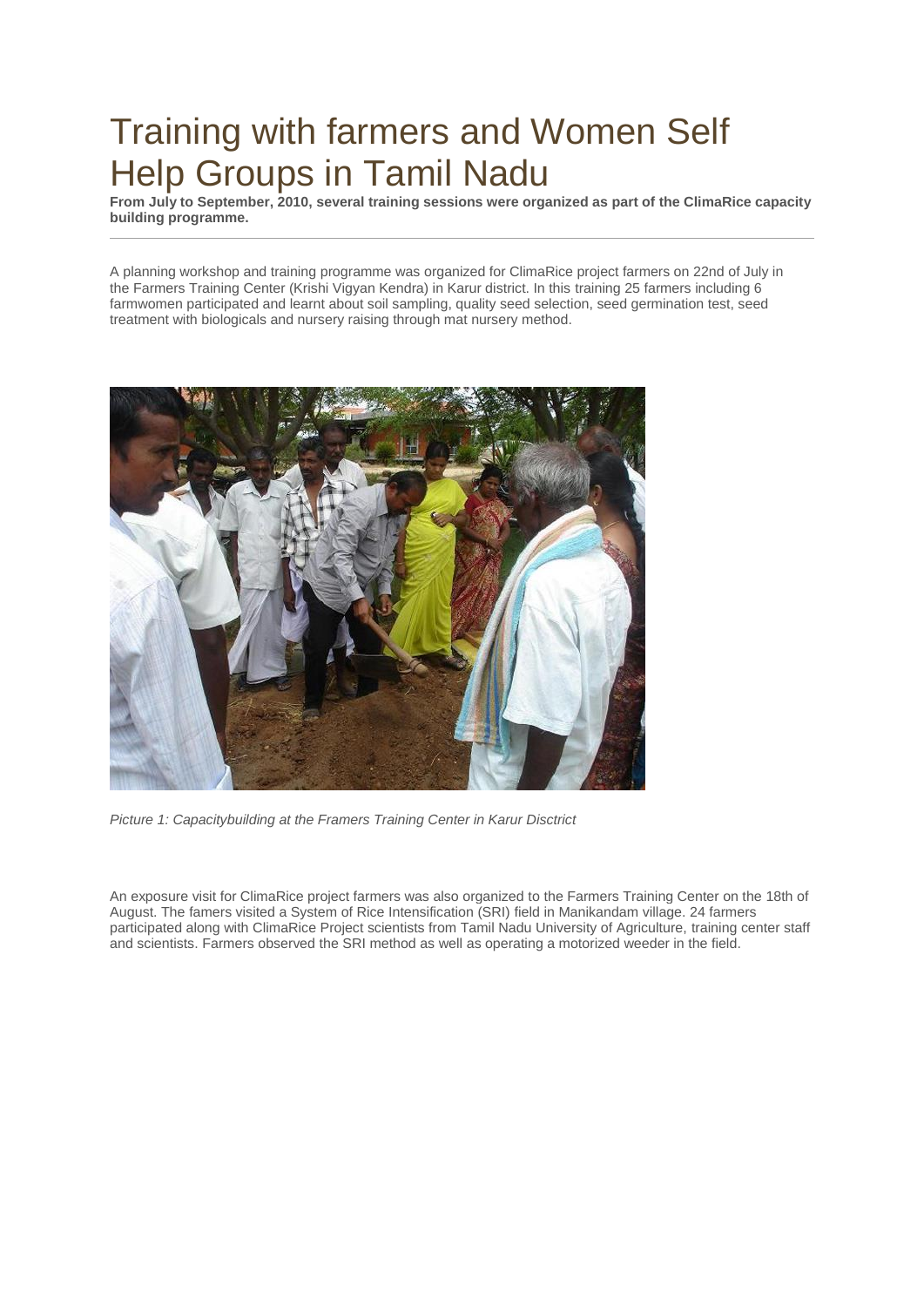# Training with farmers and Women Self Help Groups in Tamil Nadu

**From July to September, 2010, several training sessions were organized as part of the ClimaRice capacity building programme.**

---

A planning workshop and training programme was organized for ClimaRice project farmers on 22nd of July in the Farmers Training Center (Krishi Vigyan Kendra) in Karur district. In this training 25 farmers including 6 farmwomen participated and learnt about soil sampling, quality seed selection, seed germination test, seed treatment with biologicals and nursery raising through mat nursery method.

*Picture 1: Capacitybuilding at the Framers Training Center in Karur Disctrict*

An exposure visit for ClimaRice project farmers was also organized to the Farmers Training Center on the 18th of August. The famers visited a System of Rice Intensification (SRI) field in Manikandam village. 24 farmers participated along with ClimaRice Project scientists from Tamil Nadu University of Agriculture, training center staff and scientists. Farmers observed the SRI method as well as operating a motorized weeder in the field.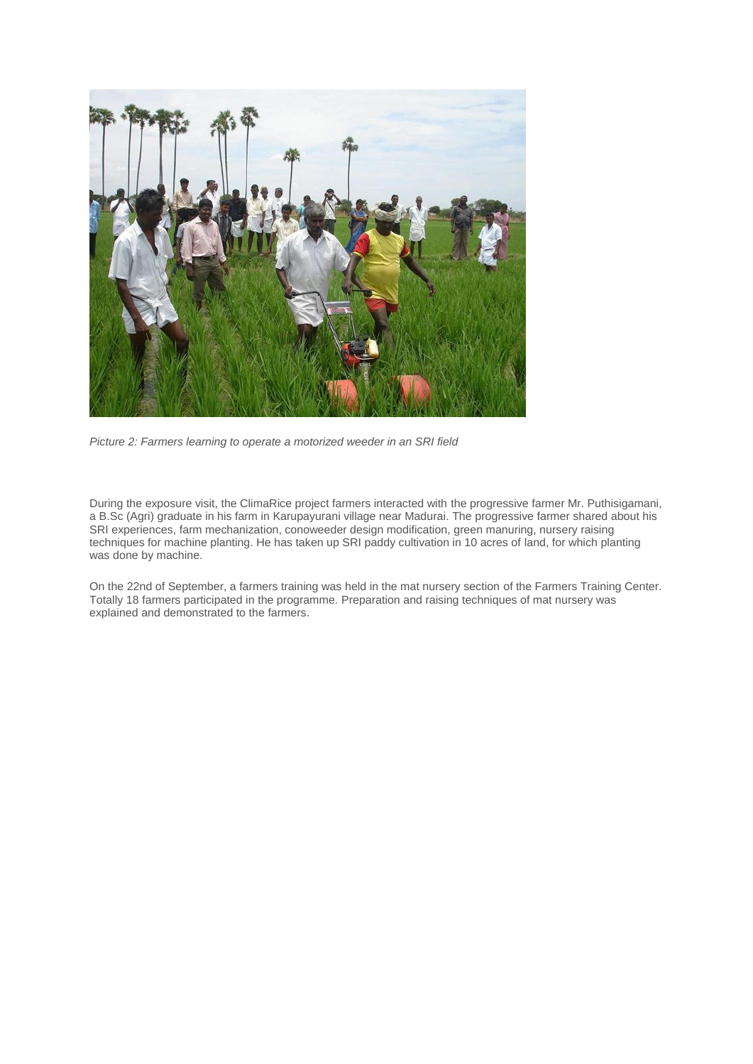*Picture 2: Farmers learning to operate a motorized weeder in an SRI field*

During the exposure visit, the ClimaRice project farmers interacted with the progressive farmer Mr. Puthisigamani, a B.Sc (Agri) graduate in his farm in Karupayurani village near Madurai. The progressive farmer shared about his SRI experiences, farm mechanization, conoweeder design modification, green manuring, nursery raising techniques for machine planting. He has taken up SRI paddy cultivation in 10 acres of land, for which planting was done by machine.

On the 22nd of September, a farmers training was held in the mat nursery section of the Farmers Training Center. Totally 18 farmers participated in the programme. Preparation and raising techniques of mat nursery was explained and demonstrated to the farmers.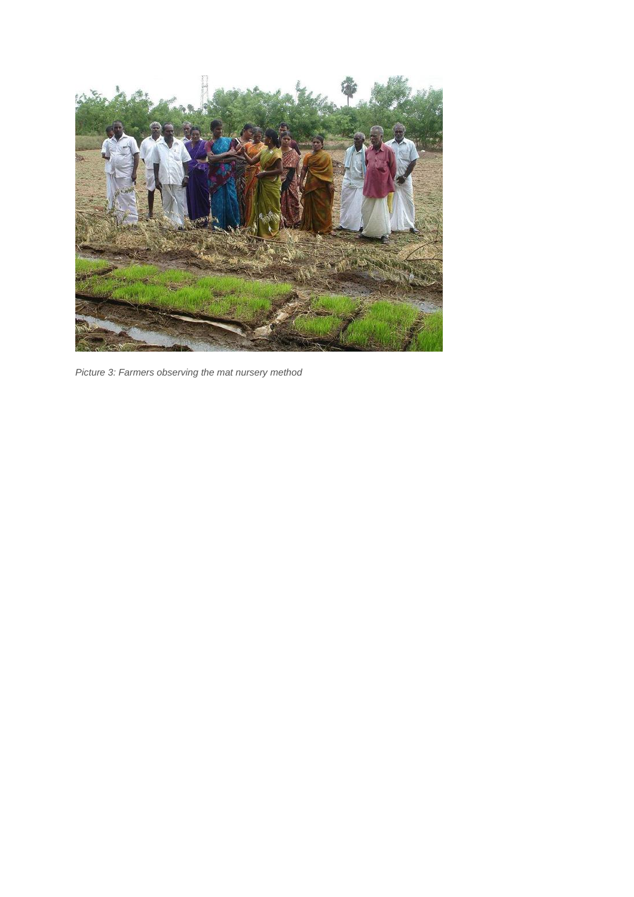*Picture 3: Farmers observing the mat nursery method*